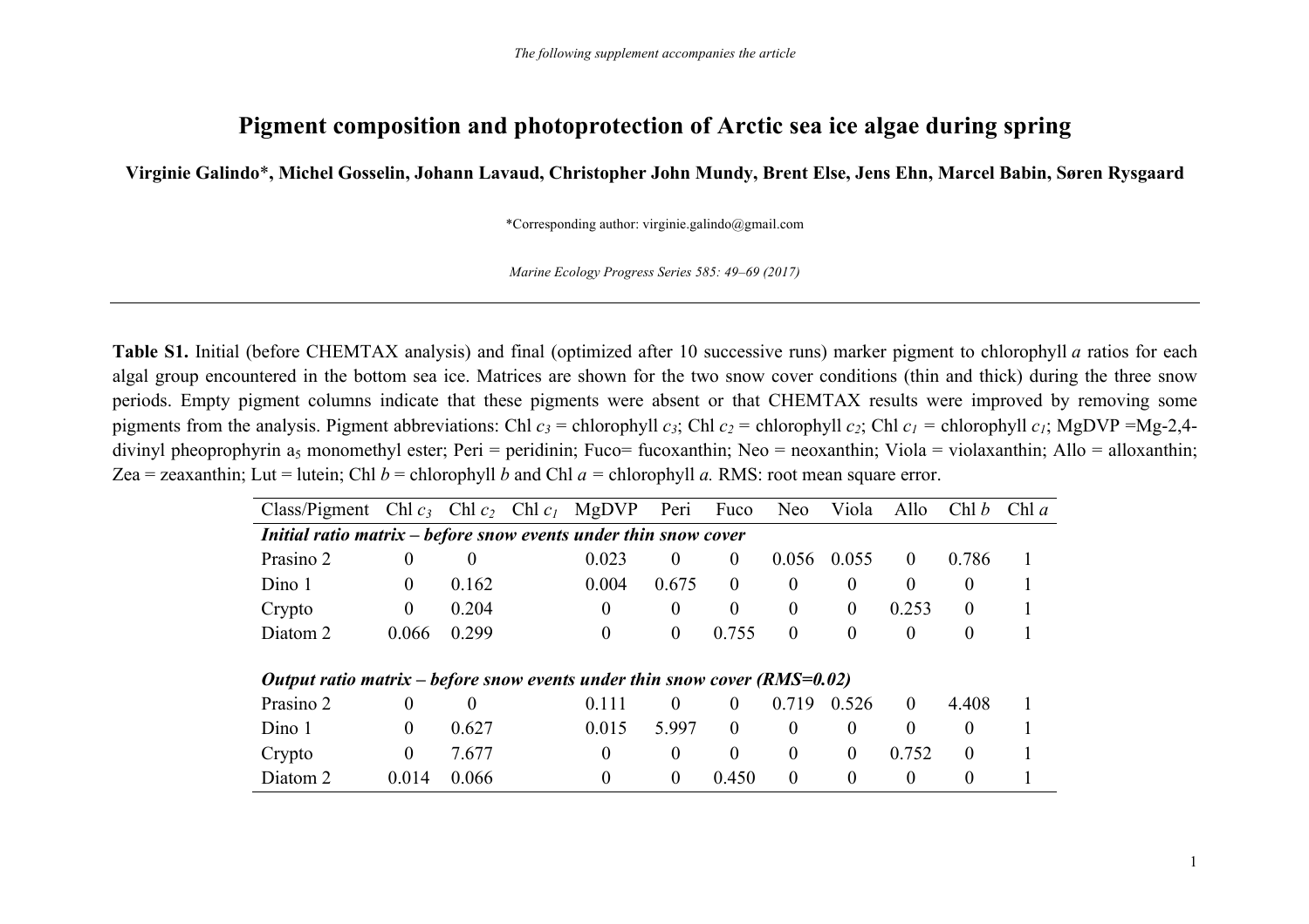*The following supplement accompanies the article*

# Pigment composition and photoprotection of Arctic sea ice algae during spring

**Virginie Galindo\*, Michel Gosselin, Johann Lavaud, Christopher John Mundy, Brent Else, Jens Ehn, Marcel Babin, Søren Rysgaard**

\*Corresponding author: virginie.galindo@gmail.com

*Marine Ecology Progress Series 585: 49–69 (2017)*

---

**Table S1.** Initial (before CHEMTAX analysis) and final (optimized after 10 successive runs) marker pigment to chlorophyll *a* ratios for each algal group encountered in the bottom sea ice. Matrices are shown for the two snow cover conditions (thin and thick) during the three snow periods. Empty pigment columns indicate that these pigments were absent or that CHEMTAX results were improved by removing some pigments from the analysis. Pigment abbreviations: Chl $c_3$ = chlorophyll $c_3$; Chl $c_2$ = chlorophyll $c_2$; Chl $c_1$ = chlorophyll $c_1$; MgDVP =Mg-2,4-divinyl pheoprophyrin $a_5$ monomethyl ester; Peri = peridinin; Fuco= fucoxanthin; Neo = neoxanthin; Viola = violaxanthin; Allo = alloxanthin; Zea = zeaxanthin; Lut = lutein; Chl *b* = chlorophyll *b* and Chl *a* = chlorophyll *a.* RMS: root mean square error.

| Class/Pigment | Chl $c_3$ | Chl $c_2$ | Chl $c_1$ | MgDVP | Peri | Fuco | Neo | Viola | Allo | Chl *b* | Chl *a* |
|---|---|---|---|---|---|---|---|---|---|---|---|
| ***Initial ratio matrix – before snow events under thin snow cover*** | | | | | | | | | | | |
| Prasino 2 | 0 | 0 | | 0.023 | 0 | 0 | 0.056 | 0.055 | 0 | 0.786 | 1 |
| Dino 1 | 0 | 0.162 | | 0.004 | 0.675 | 0 | 0 | 0 | 0 | 0 | 1 |
| Crypto | 0 | 0.204 | | 0 | 0 | 0 | 0 | 0 | 0.253 | 0 | 1 |
| Diatom 2 | 0.066 | 0.299 | | 0 | 0 | 0.755 | 0 | 0 | 0 | 0 | 1 |
| ***Output ratio matrix – before snow events under thin snow cover (RMS=0.02)*** | | | | | | | | | | | |
| Prasino 2 | 0 | 0 | | 0.111 | 0 | 0 | 0.719 | 0.526 | 0 | 4.408 | 1 |
| Dino 1 | 0 | 0.627 | | 0.015 | 5.997 | 0 | 0 | 0 | 0 | 0 | 1 |
| Crypto | 0 | 7.677 | | 0 | 0 | 0 | 0 | 0 | 0.752 | 0 | 1 |
| Diatom 2 | 0.014 | 0.066 | | 0 | 0 | 0.450 | 0 | 0 | 0 | 0 | 1 |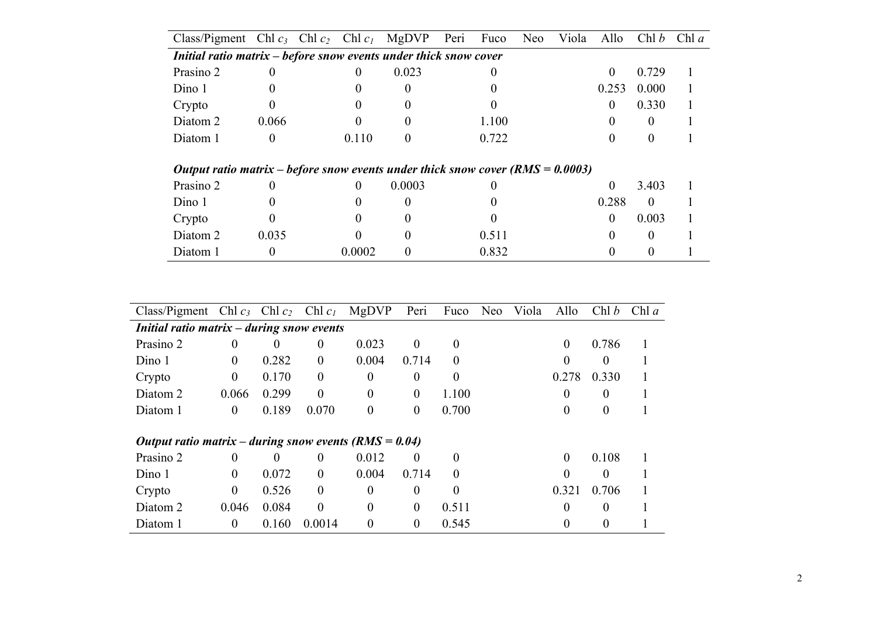| Class/Pigment | Chl $c_3$ | Chl $c_2$ | Chl $c_1$ | MgDVP | Peri | Fuco | Neo | Viola | Allo | Chl $b$ | Chl $a$ |
|---|---|---|---|---|---|---|---|---|---|---|---|
| ***Initial ratio matrix – before snow events under thick snow cover*** | | | | | | | | | | | |
| Prasino 2 | 0 | | 0 | 0.023 | | 0 | | | 0 | 0.729 | 1 |
| Dino 1 | 0 | | 0 | 0 | | 0 | | | 0.253 | 0.000 | 1 |
| Crypto | 0 | | 0 | 0 | | 0 | | | 0 | 0.330 | 1 |
| Diatom 2 | 0.066 | | 0 | 0 | | 1.100 | | | 0 | 0 | 1 |
| Diatom 1 | 0 | | 0.110 | 0 | | 0.722 | | | 0 | 0 | 1 |
| ***Output ratio matrix – before snow events under thick snow cover (RMS = 0.0003)*** | | | | | | | | | | | |
| Prasino 2 | 0 | | 0 | 0.0003 | | 0 | | | 0 | 3.403 | 1 |
| Dino 1 | 0 | | 0 | 0 | | 0 | | | 0.288 | 0 | 1 |
| Crypto | 0 | | 0 | 0 | | 0 | | | 0 | 0.003 | 1 |
| Diatom 2 | 0.035 | | 0 | 0 | | 0.511 | | | 0 | 0 | 1 |
| Diatom 1 | 0 | | 0.0002 | 0 | | 0.832 | | | 0 | 0 | 1 |

| Class/Pigment | Chl $c_3$ | Chl $c_2$ | Chl $c_1$ | MgDVP | Peri | Fuco | Neo | Viola | Allo | Chl $b$ | Chl $a$ |
|---|---|---|---|---|---|---|---|---|---|---|---|
| ***Initial ratio matrix – during snow events*** | | | | | | | | | | | |
| Prasino 2 | 0 | 0 | 0 | 0.023 | 0 | 0 | | | 0 | 0.786 | 1 |
| Dino 1 | 0 | 0.282 | 0 | 0.004 | 0.714 | 0 | | | 0 | 0 | 1 |
| Crypto | 0 | 0.170 | 0 | 0 | 0 | 0 | | | 0.278 | 0.330 | 1 |
| Diatom 2 | 0.066 | 0.299 | 0 | 0 | 0 | 1.100 | | | 0 | 0 | 1 |
| Diatom 1 | 0 | 0.189 | 0.070 | 0 | 0 | 0.700 | | | 0 | 0 | 1 |
| ***Output ratio matrix – during snow events (RMS = 0.04)*** | | | | | | | | | | | |
| Prasino 2 | 0 | 0 | 0 | 0.012 | 0 | 0 | | | 0 | 0.108 | 1 |
| Dino 1 | 0 | 0.072 | 0 | 0.004 | 0.714 | 0 | | | 0 | 0 | 1 |
| Crypto | 0 | 0.526 | 0 | 0 | 0 | 0 | | | 0.321 | 0.706 | 1 |
| Diatom 2 | 0.046 | 0.084 | 0 | 0 | 0 | 0.511 | | | 0 | 0 | 1 |
| Diatom 1 | 0 | 0.160 | 0.0014 | 0 | 0 | 0.545 | | | 0 | 0 | 1 |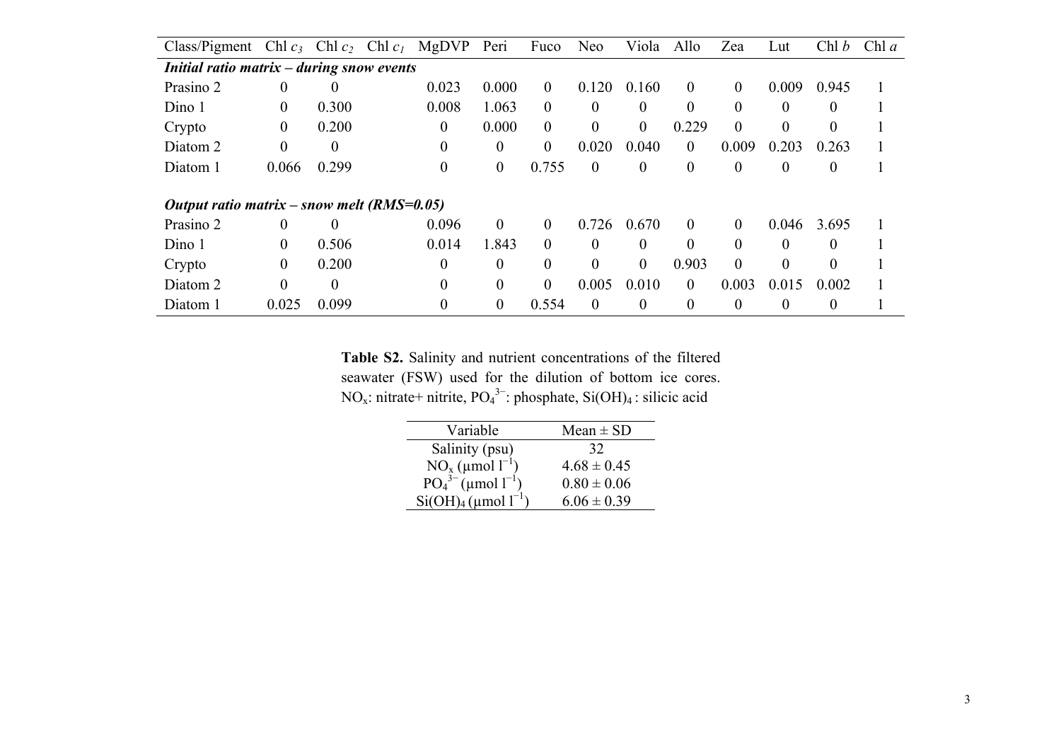| Class/Pigment | Chl $c_3$ | Chl $c_2$ | Chl $c_1$ | MgDVP | Peri | Fuco | Neo | Viola | Allo | Zea | Lut | Chl *b* | Chl *a* |
|---|---|---|---|---|---|---|---|---|---|---|---|---|---|
| ***Initial ratio matrix – during snow events*** | | | | | | | | | | | | | |
| Prasino 2 | 0 | 0 | | 0.023 | 0.000 | 0 | 0.120 | 0.160 | 0 | 0 | 0.009 | 0.945 | 1 |
| Dino 1 | 0 | 0.300 | | 0.008 | 1.063 | 0 | 0 | 0 | 0 | 0 | 0 | 0 | 1 |
| Crypto | 0 | 0.200 | | 0 | 0.000 | 0 | 0 | 0 | 0.229 | 0 | 0 | 0 | 1 |
| Diatom 2 | 0 | 0 | | 0 | 0 | 0 | 0.020 | 0.040 | 0 | 0.009 | 0.203 | 0.263 | 1 |
| Diatom 1 | 0.066 | 0.299 | | 0 | 0 | 0.755 | 0 | 0 | 0 | 0 | 0 | 0 | 1 |
| ***Output ratio matrix – snow melt (RMS=0.05)*** | | | | | | | | | | | | | |
| Prasino 2 | 0 | 0 | | 0.096 | 0 | 0 | 0.726 | 0.670 | 0 | 0 | 0.046 | 3.695 | 1 |
| Dino 1 | 0 | 0.506 | | 0.014 | 1.843 | 0 | 0 | 0 | 0 | 0 | 0 | 0 | 1 |
| Crypto | 0 | 0.200 | | 0 | 0 | 0 | 0 | 0 | 0.903 | 0 | 0 | 0 | 1 |
| Diatom 2 | 0 | 0 | | 0 | 0 | 0 | 0.005 | 0.010 | 0 | 0.003 | 0.015 | 0.002 | 1 |
| Diatom 1 | 0.025 | 0.099 | | 0 | 0 | 0.554 | 0 | 0 | 0 | 0 | 0 | 0 | 1 |

**Table S2.** Salinity and nutrient concentrations of the filtered seawater (FSW) used for the dilution of bottom ice cores. $NO_x$: nitrate+ nitrite, $PO_4^{3-}$: phosphate, $Si(OH)_4$ : silicic acid

| Variable | Mean ± SD |
|---|---|
| Salinity (psu) | 32 |
| $NO_x$ (µmol $l^{-1}$) | 4.68 ± 0.45 |
| $PO_4^{3-}$ (µmol $l^{-1}$) | 0.80 ± 0.06 |
| $Si(OH)_4$ (µmol $l^{-1}$) | 6.06 ± 0.39 |